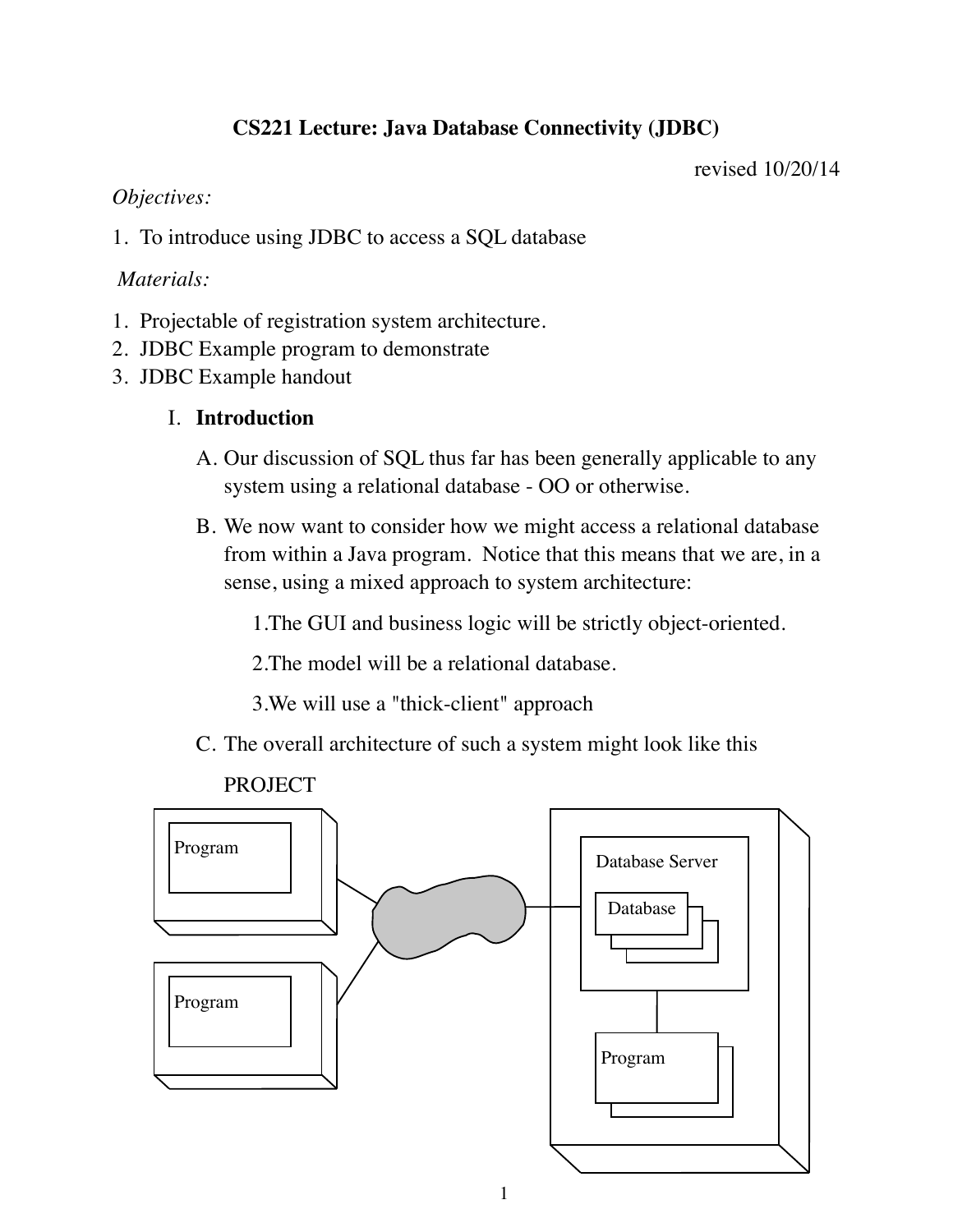**CS221 Lecture: Java Database Connectivity (JDBC)**

revised 10/20/14

*Objectives:*

1. To introduce using JDBC to access a SQL database

*Materials:*

1. Projectable of registration system architecture.
2. JDBC Example program to demonstrate
3. JDBC Example handout

## I. Introduction

A. Our discussion of SQL thus far has been generally applicable to any system using a relational database - OO or otherwise.

B. We now want to consider how we might access a relational database from within a Java program. Notice that this means that we are, in a sense, using a mixed approach to system architecture:

1. The GUI and business logic will be strictly object-oriented.

2. The model will be a relational database.

3. We will use a "thick-client" approach

C. The overall architecture of such a system might look like this

PROJECT

Program

Program

Database Server

Database

Program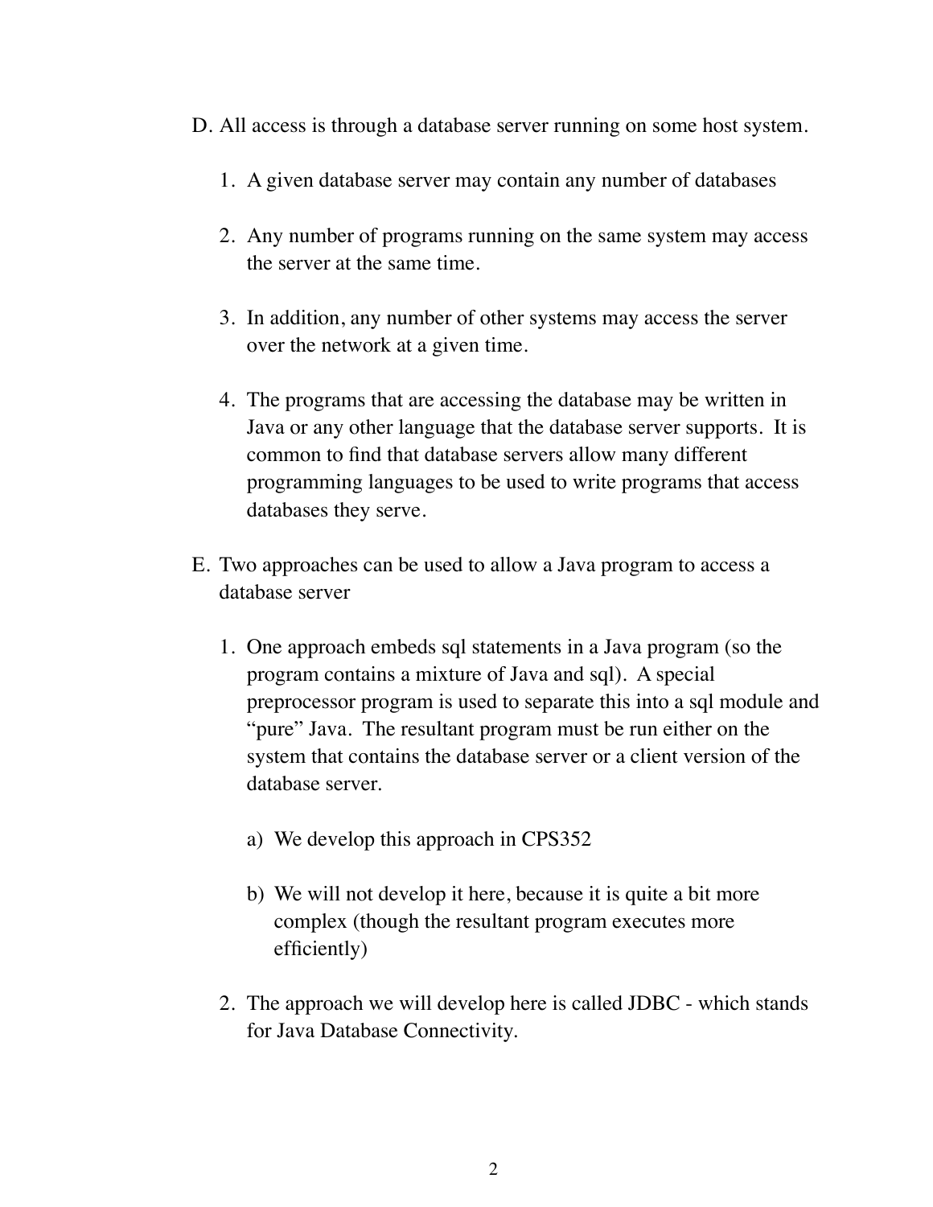D. All access is through a database server running on some host system.

   1. A given database server may contain any number of databases

   2. Any number of programs running on the same system may access the server at the same time.

   3. In addition, any number of other systems may access the server over the network at a given time.

   4. The programs that are accessing the database may be written in Java or any other language that the database server supports. It is common to find that database servers allow many different programming languages to be used to write programs that access databases they serve.

E. Two approaches can be used to allow a Java program to access a database server

   1. One approach embeds sql statements in a Java program (so the program contains a mixture of Java and sql). A special preprocessor program is used to separate this into a sql module and "pure" Java. The resultant program must be run either on the system that contains the database server or a client version of the database server.

      a) We develop this approach in CPS352

      b) We will not develop it here, because it is quite a bit more complex (though the resultant program executes more efficiently)

   2. The approach we will develop here is called JDBC - which stands for Java Database Connectivity.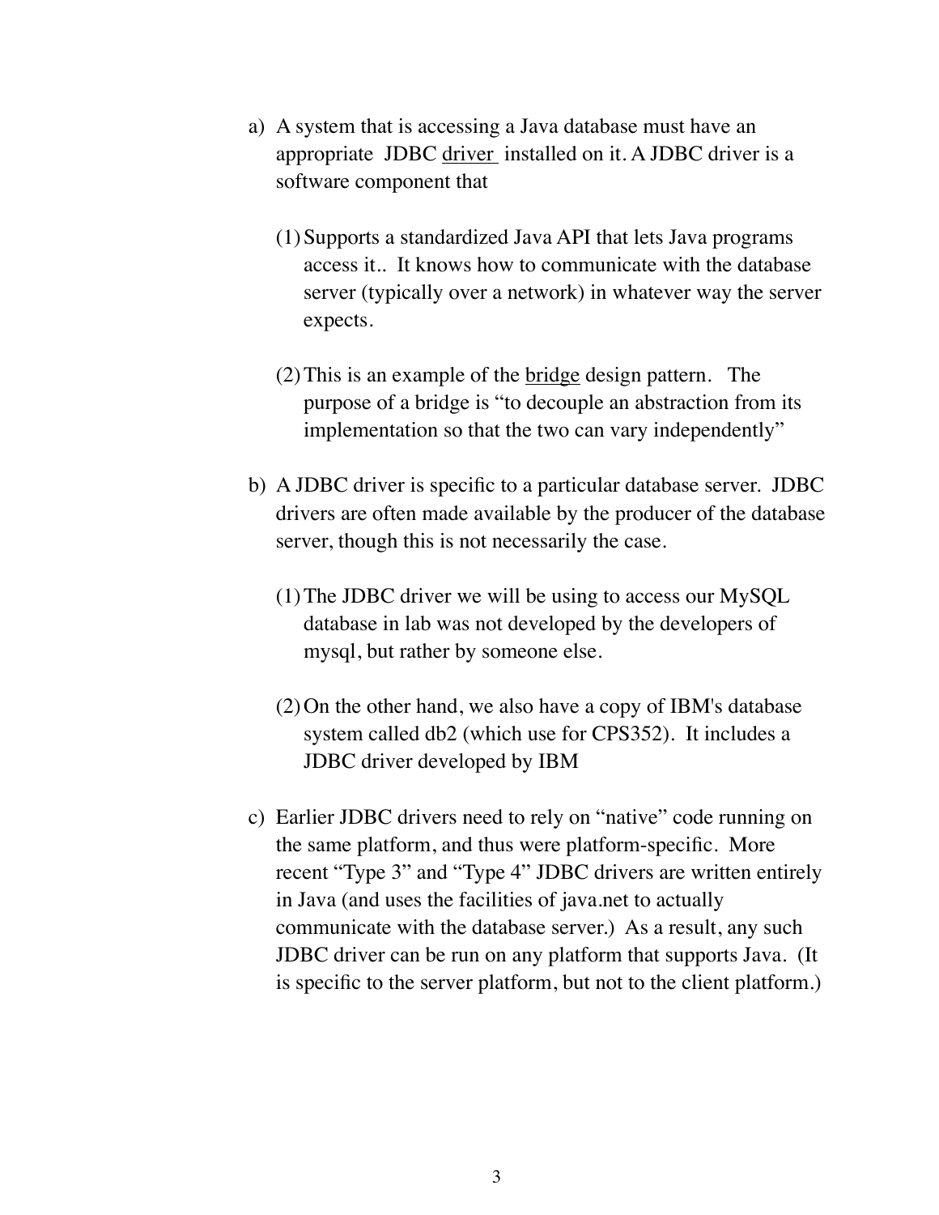a) A system that is accessing a Java database must have an appropriate JDBC <u>driver</u> installed on it. A JDBC driver is a software component that

   (1) Supports a standardized Java API that lets Java programs access it.. It knows how to communicate with the database server (typically over a network) in whatever way the server expects.

   (2) This is an example of the <u>bridge</u> design pattern. The purpose of a bridge is "to decouple an abstraction from its implementation so that the two can vary independently"

b) A JDBC driver is specific to a particular database server. JDBC drivers are often made available by the producer of the database server, though this is not necessarily the case.

   (1) The JDBC driver we will be using to access our MySQL database in lab was not developed by the developers of mysql, but rather by someone else.

   (2) On the other hand, we also have a copy of IBM's database system called db2 (which use for CPS352). It includes a JDBC driver developed by IBM

c) Earlier JDBC drivers need to rely on "native" code running on the same platform, and thus were platform-specific. More recent "Type 3" and "Type 4" JDBC drivers are written entirely in Java (and uses the facilities of java.net to actually communicate with the database server.) As a result, any such JDBC driver can be run on any platform that supports Java. (It is specific to the server platform, but not to the client platform.)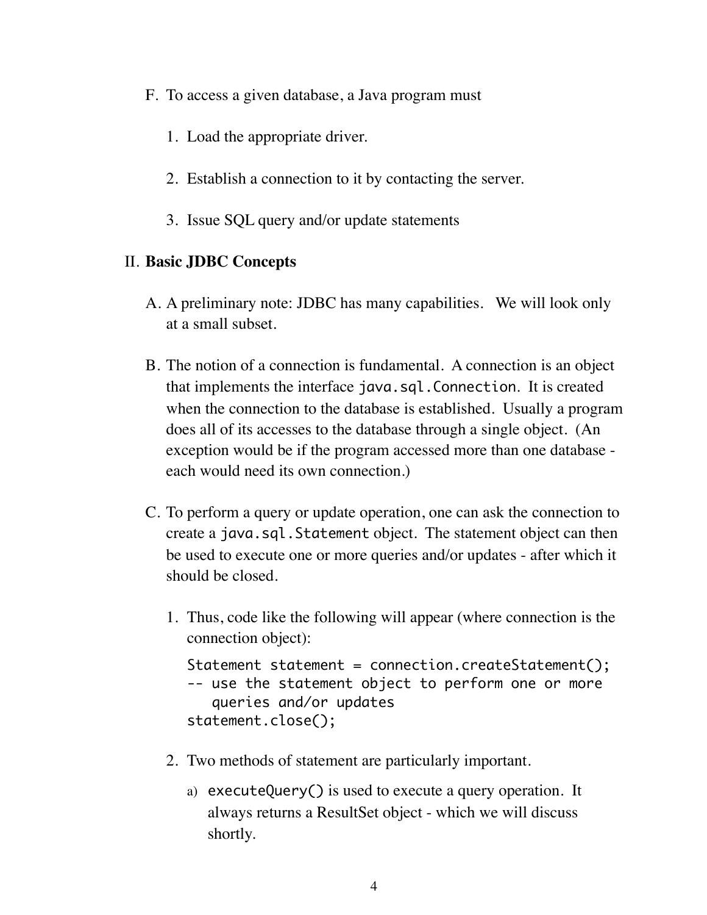F. To access a given database, a Java program must

   1. Load the appropriate driver.

   2. Establish a connection to it by contacting the server.

   3. Issue SQL query and/or update statements

## II. **Basic JDBC Concepts**

A. A preliminary note: JDBC has many capabilities. We will look only at a small subset.

B. The notion of a connection is fundamental. A connection is an object that implements the interface `java.sql.Connection`. It is created when the connection to the database is established. Usually a program does all of its accesses to the database through a single object. (An exception would be if the program accessed more than one database - each would need its own connection.)

C. To perform a query or update operation, one can ask the connection to create a `java.sql.Statement` object. The statement object can then be used to execute one or more queries and/or updates - after which it should be closed.

   1. Thus, code like the following will appear (where connection is the connection object):

   ```
   Statement statement = connection.createStatement();
   -- use the statement object to perform one or more
      queries and/or updates
   statement.close();
   ```

   2. Two methods of statement are particularly important.

      a) `executeQuery()` is used to execute a query operation. It always returns a ResultSet object - which we will discuss shortly.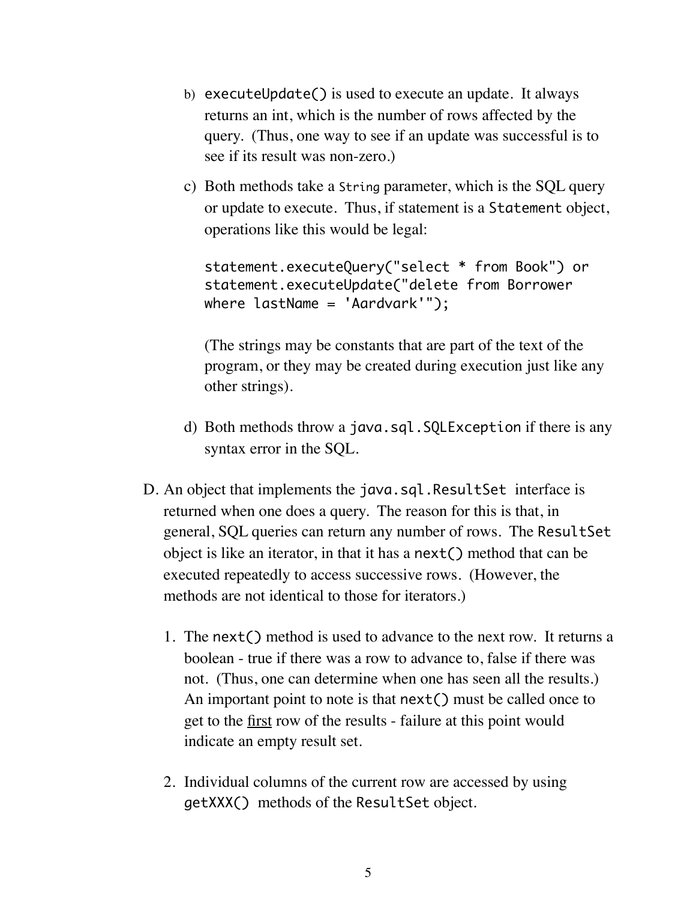b) `executeUpdate()` is used to execute an update. It always returns an int, which is the number of rows affected by the query. (Thus, one way to see if an update was successful is to see if its result was non-zero.)

c) Both methods take a `String` parameter, which is the SQL query or update to execute. Thus, if statement is a `Statement` object, operations like this would be legal:

```
statement.executeQuery("select * from Book") or
statement.executeUpdate("delete from Borrower
where lastName = 'Aardvark'");
```

(The strings may be constants that are part of the text of the program, or they may be created during execution just like any other strings).

d) Both methods throw a `java.sql.SQLException` if there is any syntax error in the SQL.

D. An object that implements the `java.sql.ResultSet` interface is returned when one does a query. The reason for this is that, in general, SQL queries can return any number of rows. The `ResultSet` object is like an iterator, in that it has a `next()` method that can be executed repeatedly to access successive rows. (However, the methods are not identical to those for iterators.)

1. The `next()` method is used to advance to the next row. It returns a boolean - true if there was a row to advance to, false if there was not. (Thus, one can determine when one has seen all the results.) An important point to note is that `next()` must be called once to get to the first row of the results - failure at this point would indicate an empty result set.

2. Individual columns of the current row are accessed by using `getXXX()` methods of the `ResultSet` object.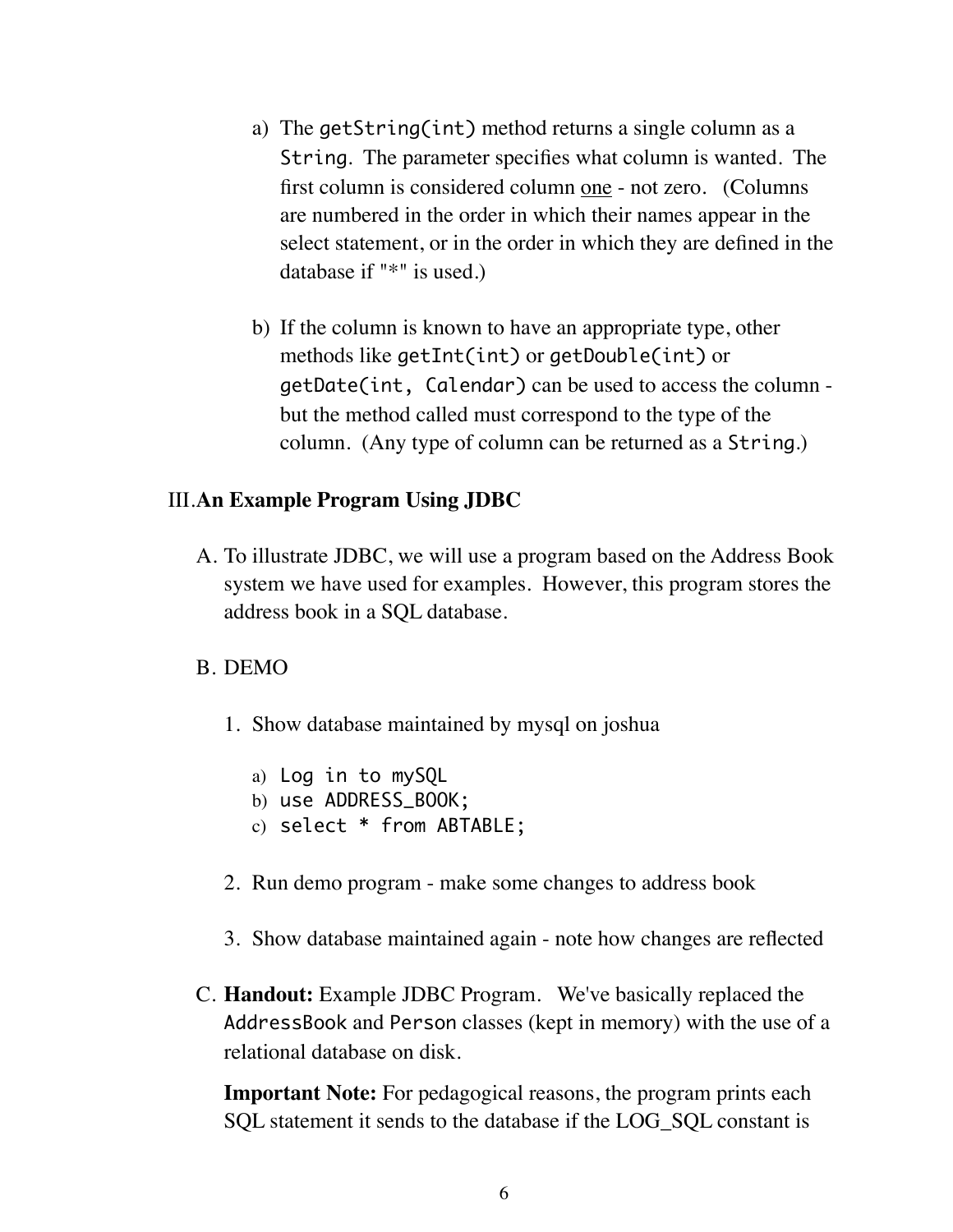a) The `getString(int)` method returns a single column as a `String`. The parameter specifies what column is wanted. The first column is considered column <u>one</u> - not zero. (Columns are numbered in the order in which their names appear in the select statement, or in the order in which they are defined in the database if "*" is used.)

b) If the column is known to have an appropriate type, other methods like `getInt(int)` or `getDouble(int)` or `getDate(int, Calendar)` can be used to access the column - but the method called must correspond to the type of the column. (Any type of column can be returned as a `String`.)

## III. An Example Program Using JDBC

A. To illustrate JDBC, we will use a program based on the Address Book system we have used for examples. However, this program stores the address book in a SQL database.

B. DEMO

1. Show database maintained by mysql on joshua

   a) `Log in to mySQL`
   b) `use ADDRESS_BOOK;`
   c) `select * from ABTABLE;`

2. Run demo program - make some changes to address book

3. Show database maintained again - note how changes are reflected

C. **Handout:** Example JDBC Program. We've basically replaced the `AddressBook` and `Person` classes (kept in memory) with the use of a relational database on disk.

**Important Note:** For pedagogical reasons, the program prints each SQL statement it sends to the database if the LOG_SQL constant is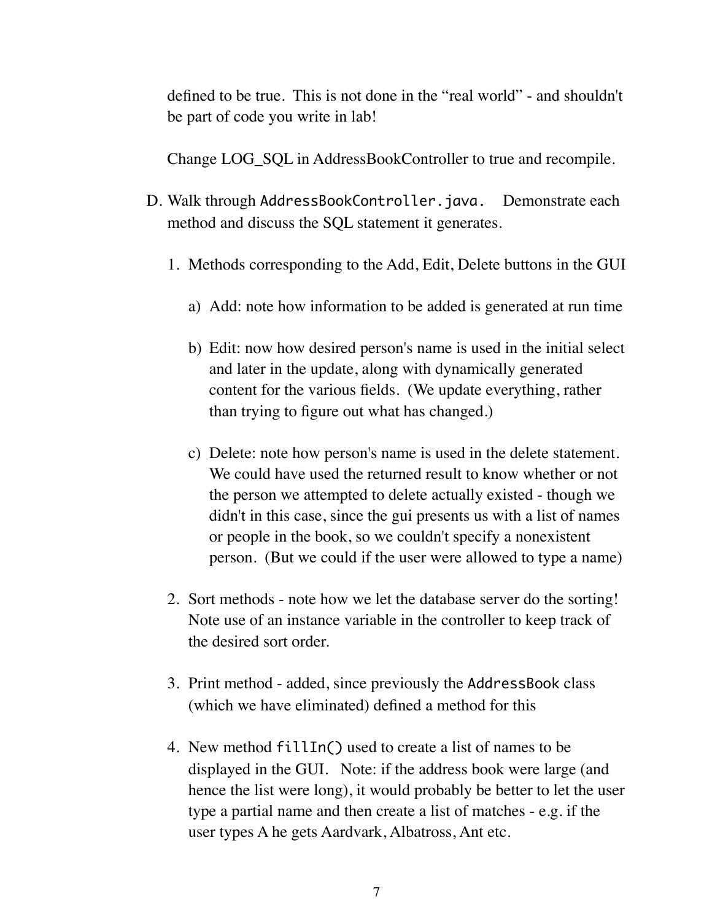defined to be true. This is not done in the "real world" - and shouldn't be part of code you write in lab!

Change LOG_SQL in AddressBookController to true and recompile.

D. Walk through `AddressBookController.java.` Demonstrate each method and discuss the SQL statement it generates.

   1. Methods corresponding to the Add, Edit, Delete buttons in the GUI

      a) Add: note how information to be added is generated at run time

      b) Edit: now how desired person's name is used in the initial select and later in the update, along with dynamically generated content for the various fields. (We update everything, rather than trying to figure out what has changed.)

      c) Delete: note how person's name is used in the delete statement. We could have used the returned result to know whether or not the person we attempted to delete actually existed - though we didn't in this case, since the gui presents us with a list of names or people in the book, so we couldn't specify a nonexistent person. (But we could if the user were allowed to type a name)

   2. Sort methods - note how we let the database server do the sorting! Note use of an instance variable in the controller to keep track of the desired sort order.

   3. Print method - added, since previously the `AddressBook` class (which we have eliminated) defined a method for this

   4. New method `fillIn()` used to create a list of names to be displayed in the GUI. Note: if the address book were large (and hence the list were long), it would probably be better to let the user type a partial name and then create a list of matches - e.g. if the user types A he gets Aardvark, Albatross, Ant etc.